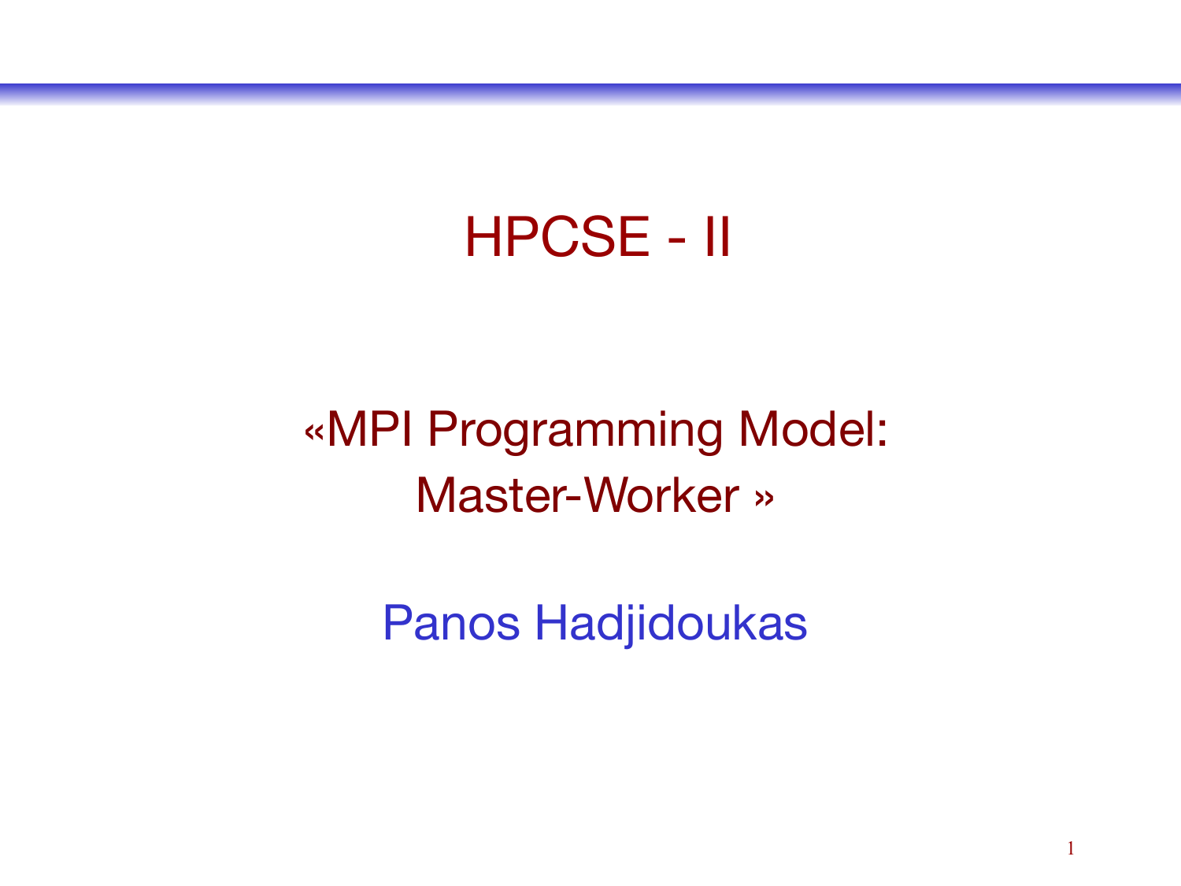# HPCSE - II

## «MPI Programming Model: Master-Worker »

Panos Hadjidoukas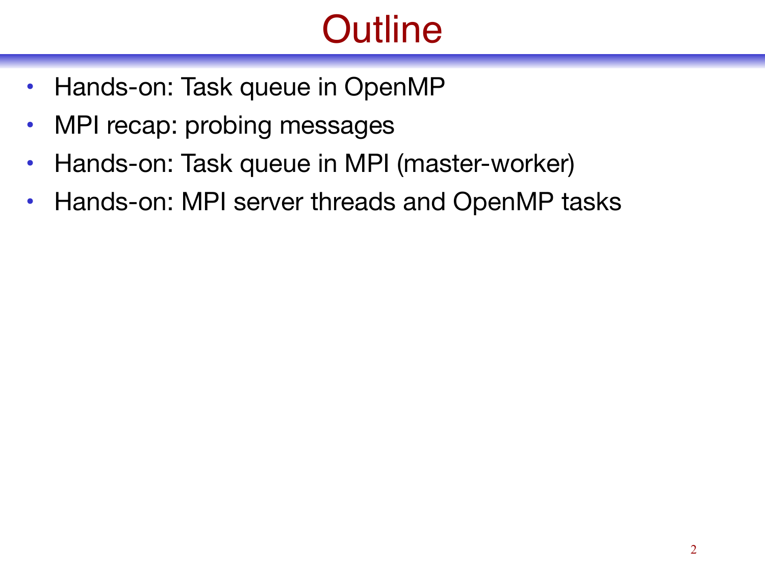# Outline

- Hands-on: Task queue in OpenMP
- MPI recap: probing messages
- Hands-on: Task queue in MPI (master-worker)
- Hands-on: MPI server threads and OpenMP tasks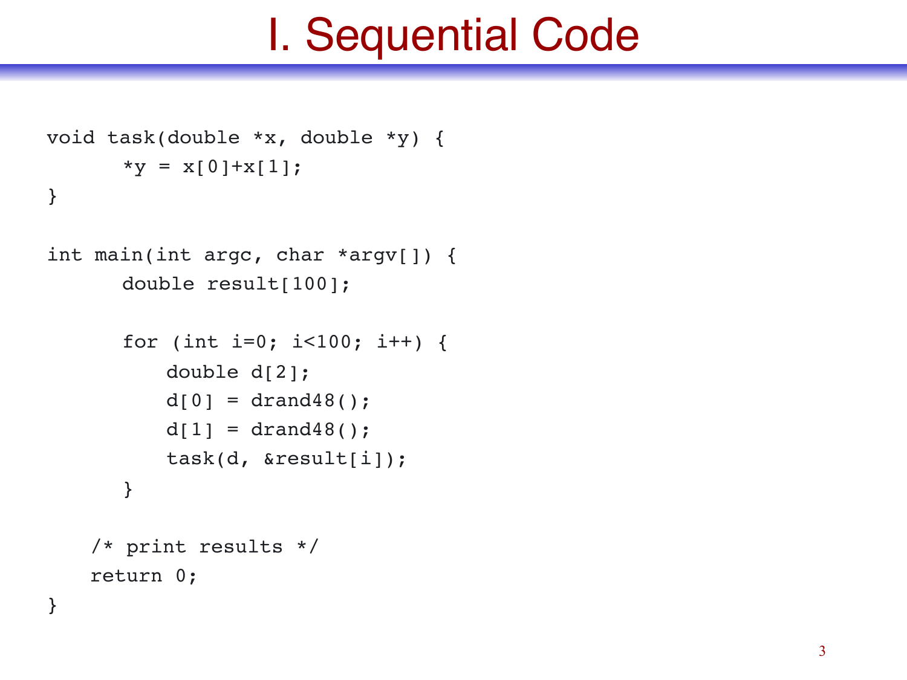# I. Sequential Code

```
void task(double *x, double *y) {
      *y = x[0]+x[1];
}

int main(int argc, char *argv[]) {
      double result[100];

      for (int i=0; i<100; i++) {
          double d[2];
          d[0] = drand48();
          d[1] = drand48();
          task(d, &result[i]);
      }

    /* print results */
    return 0;
}
```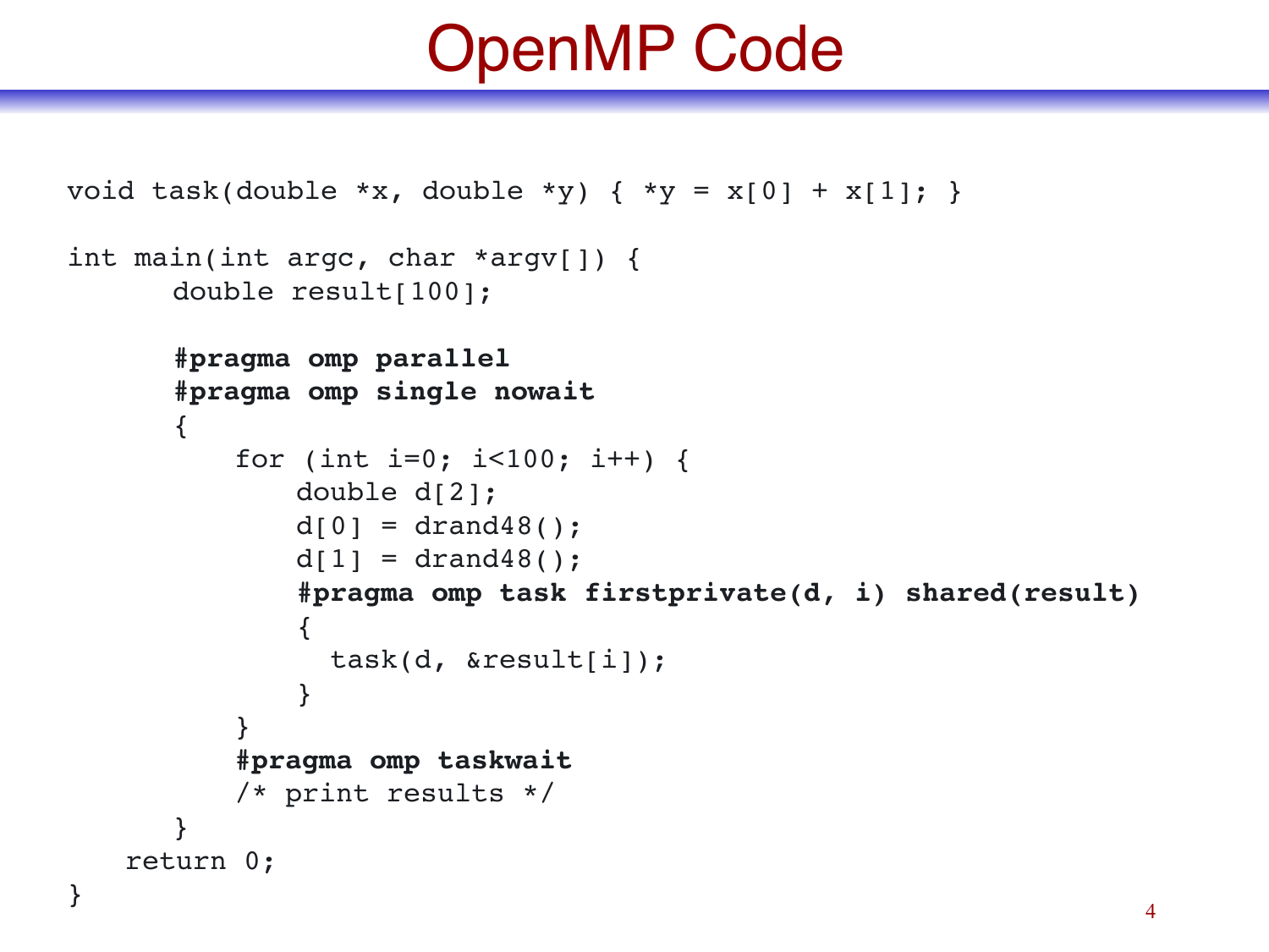# OpenMP Code

```
void task(double *x, double *y) { *y = x[0] + x[1]; }

int main(int argc, char *argv[]) {
      double result[100];

      #pragma omp parallel
      #pragma omp single nowait
      {
          for (int i=0; i<100; i++) {
              double d[2];
              d[0] = drand48();
              d[1] = drand48();
              #pragma omp task firstprivate(d, i) shared(result)
              {
                task(d, &result[i]);
              }
          }
          #pragma omp taskwait
          /* print results */
      }
    return 0;
}
```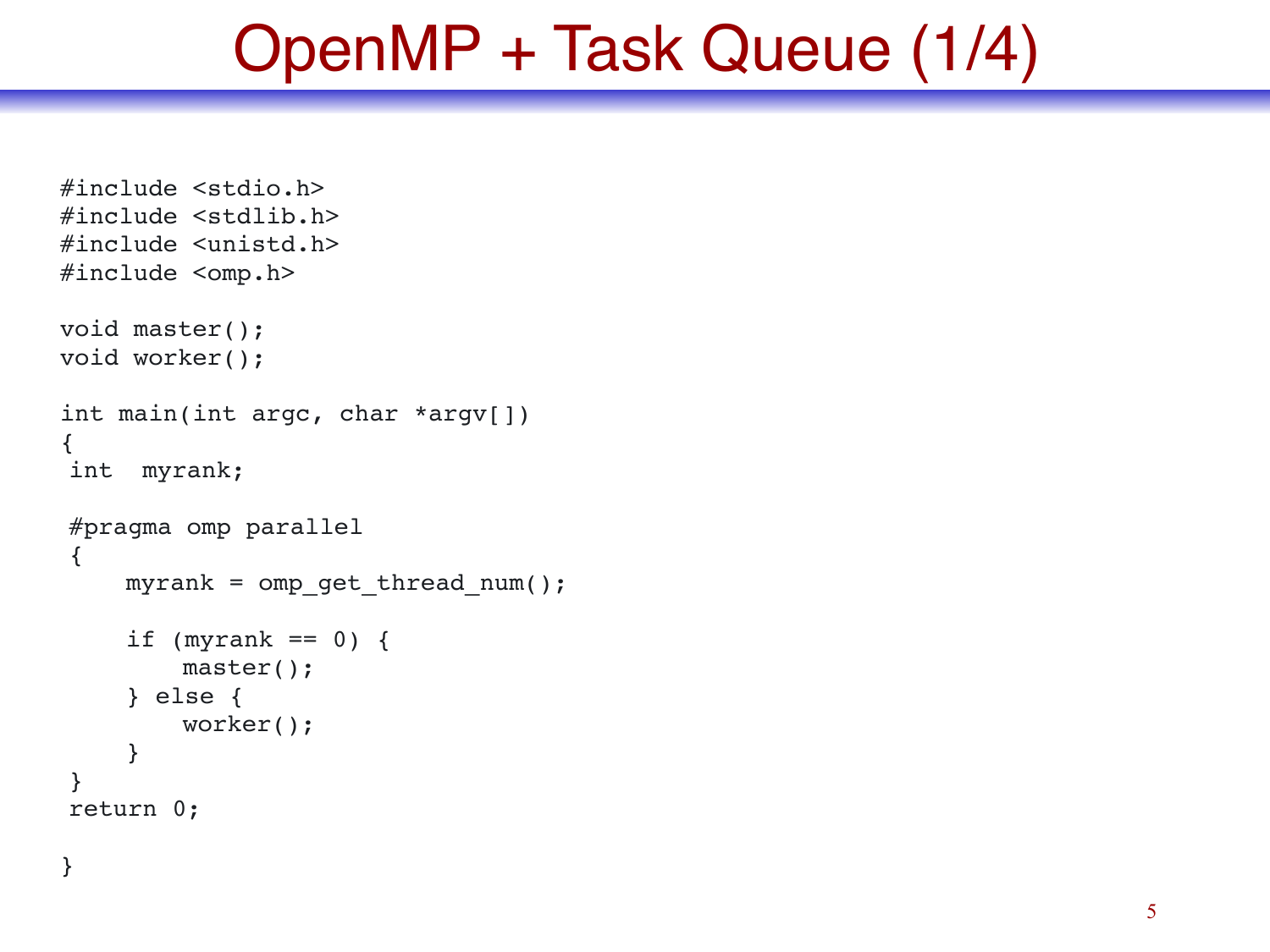# OpenMP + Task Queue (1/4)

```
#include <stdio.h>
#include <stdlib.h>
#include <unistd.h>
#include <omp.h>

void master();
void worker();

int main(int argc, char *argv[])
{
 int  myrank;

 #pragma omp parallel
 {
     myrank = omp_get_thread_num();

     if (myrank == 0) {
         master();
     } else {
         worker();
     }
 }
 return 0;

}
```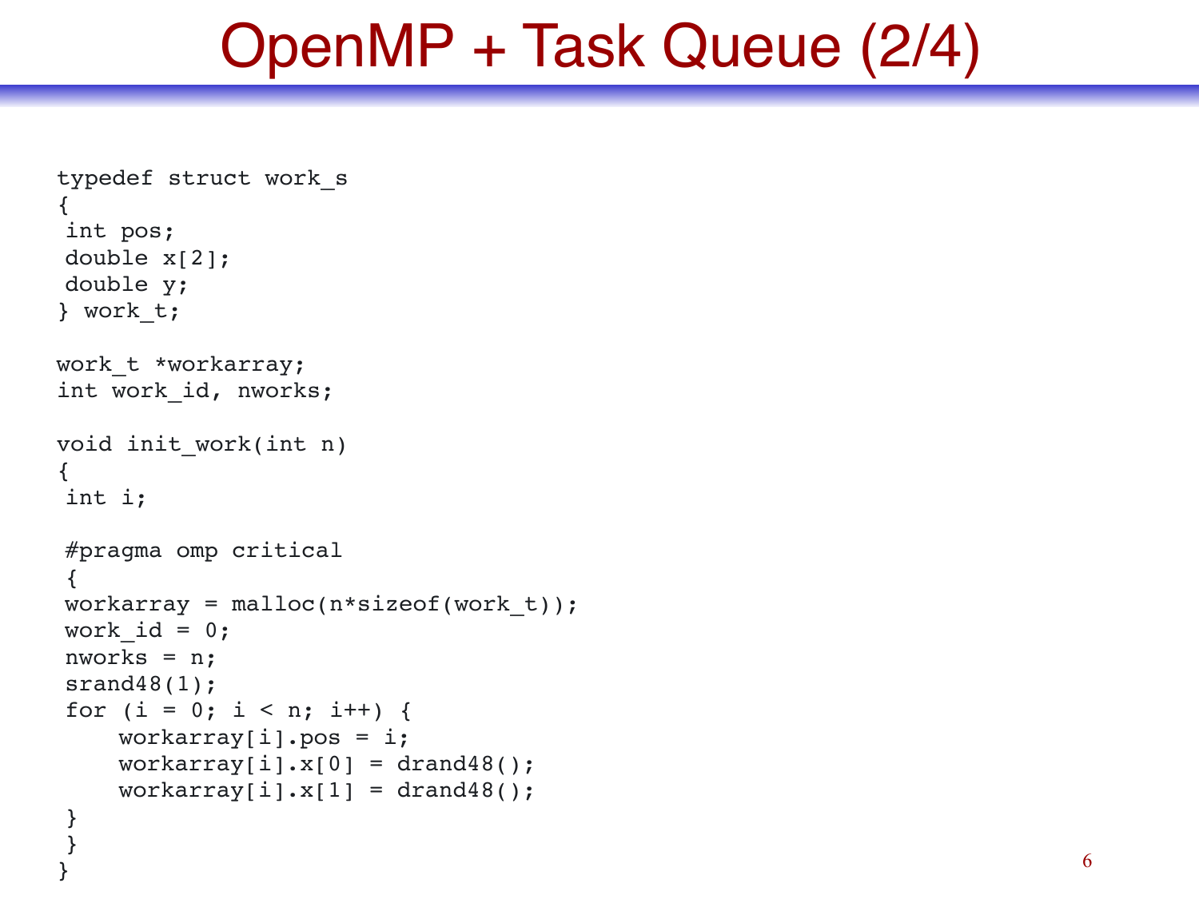# OpenMP + Task Queue (2/4)

```
typedef struct work_s
{
 int pos;
 double x[2];
 double y;
} work_t;

work_t *workarray;
int work_id, nworks;

void init_work(int n)
{
 int i;

 #pragma omp critical
 {
 workarray = malloc(n*sizeof(work_t));
 work_id = 0;
 nworks = n;
 srand48(1);
 for (i = 0; i < n; i++) {
     workarray[i].pos = i;
     workarray[i].x[0] = drand48();
     workarray[i].x[1] = drand48();
 }
 }
}
```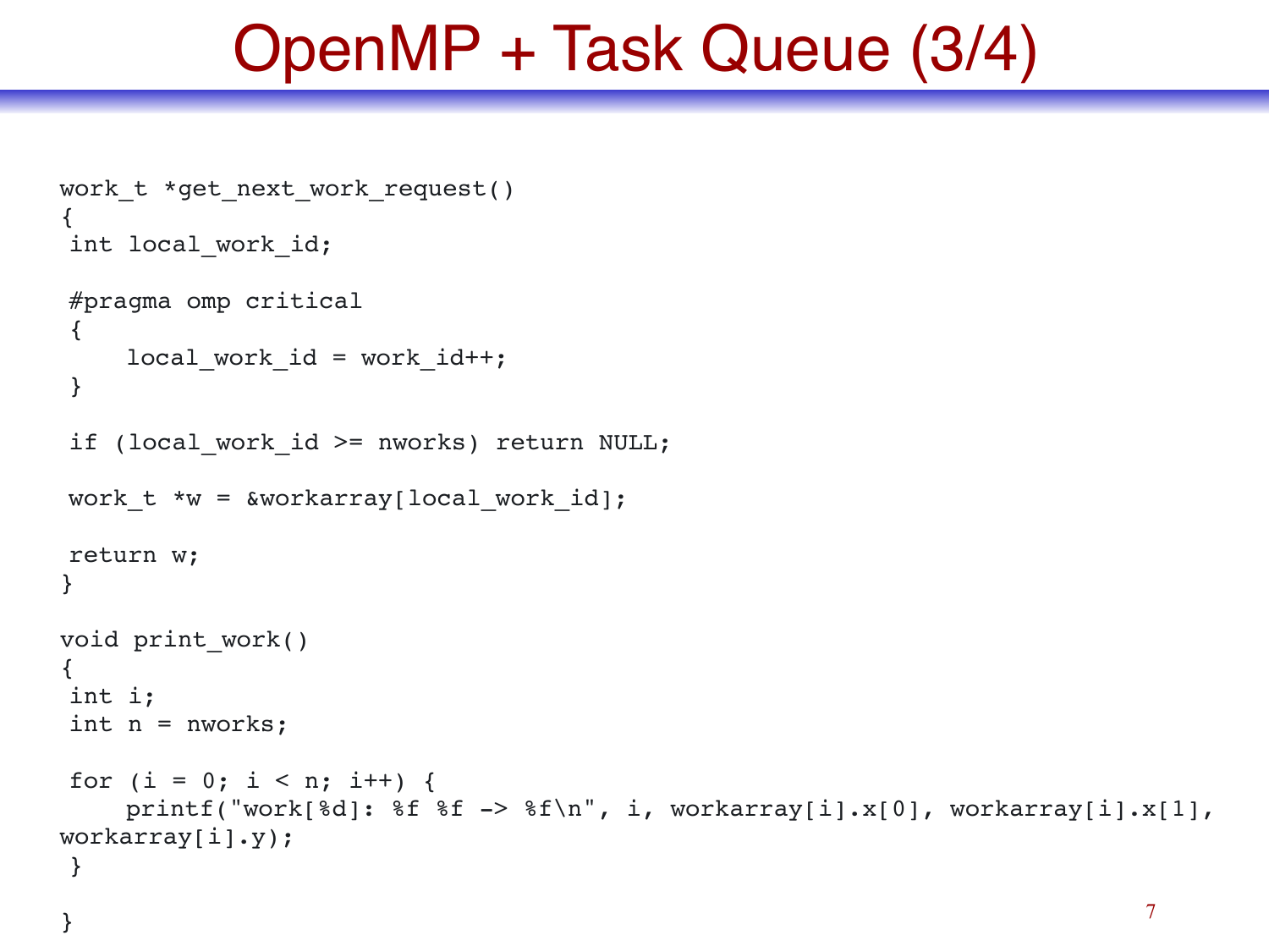# OpenMP + Task Queue (3/4)

```
work_t *get_next_work_request()
{
 int local_work_id;

 #pragma omp critical
 {
     local_work_id = work_id++;
 }

 if (local_work_id >= nworks) return NULL;

 work_t *w = &workarray[local_work_id];

 return w;
}

void print_work()
{
 int i;
 int n = nworks;

 for (i = 0; i < n; i++) {
     printf("work[%d]: %f %f -> %f\n", i, workarray[i].x[0], workarray[i].x[1],
workarray[i].y);
 }

}
```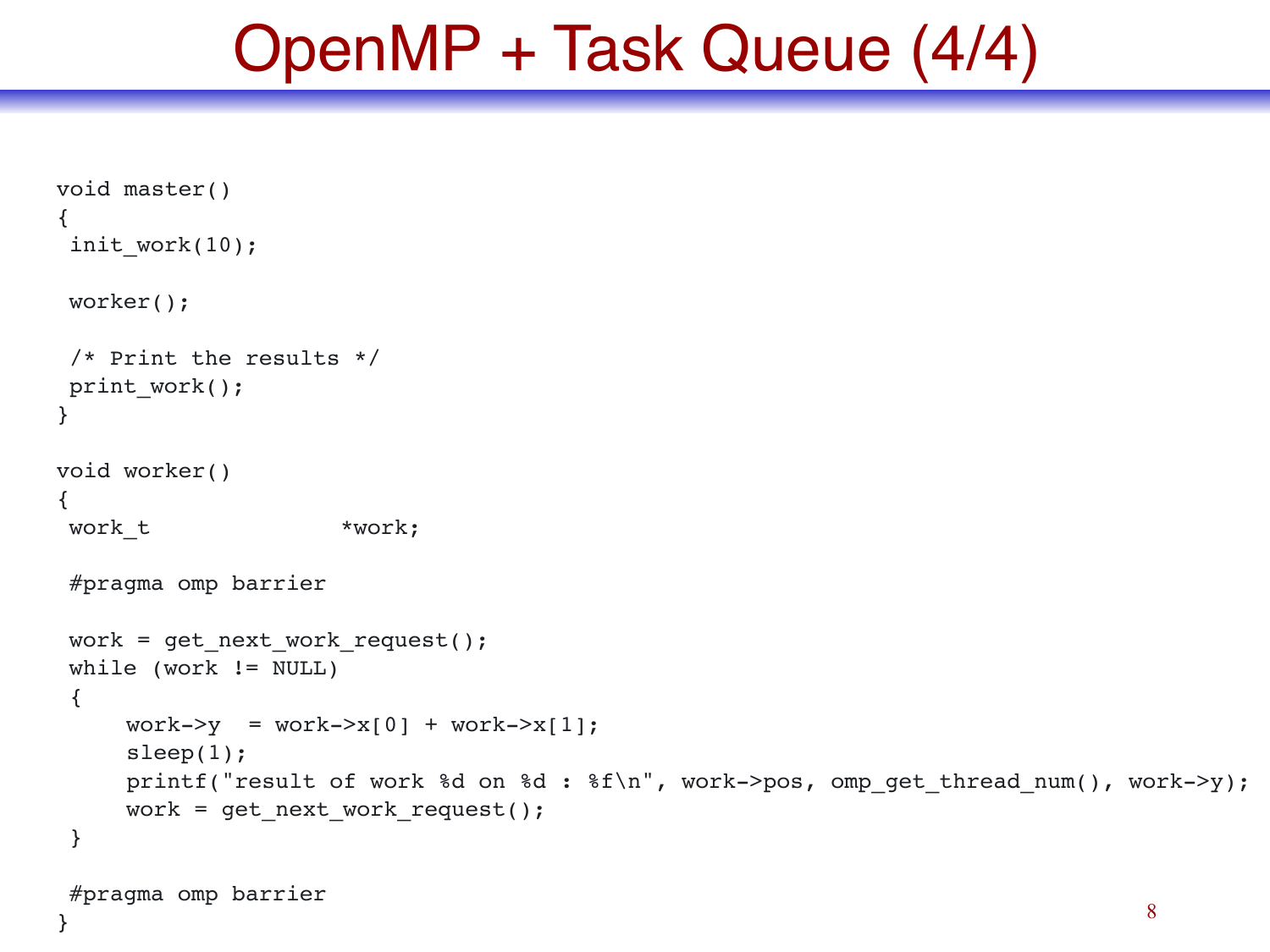# OpenMP + Task Queue (4/4)

```
void master()
{
 init_work(10);

 worker();

 /* Print the results */
 print_work();
}

void worker()
{
 work_t              *work;

 #pragma omp barrier

 work = get_next_work_request();
 while (work != NULL)
 {
     work->y  = work->x[0] + work->x[1];
     sleep(1);
     printf("result of work %d on %d : %f\n", work->pos, omp_get_thread_num(), work->y);
     work = get_next_work_request();
 }

 #pragma omp barrier
}
```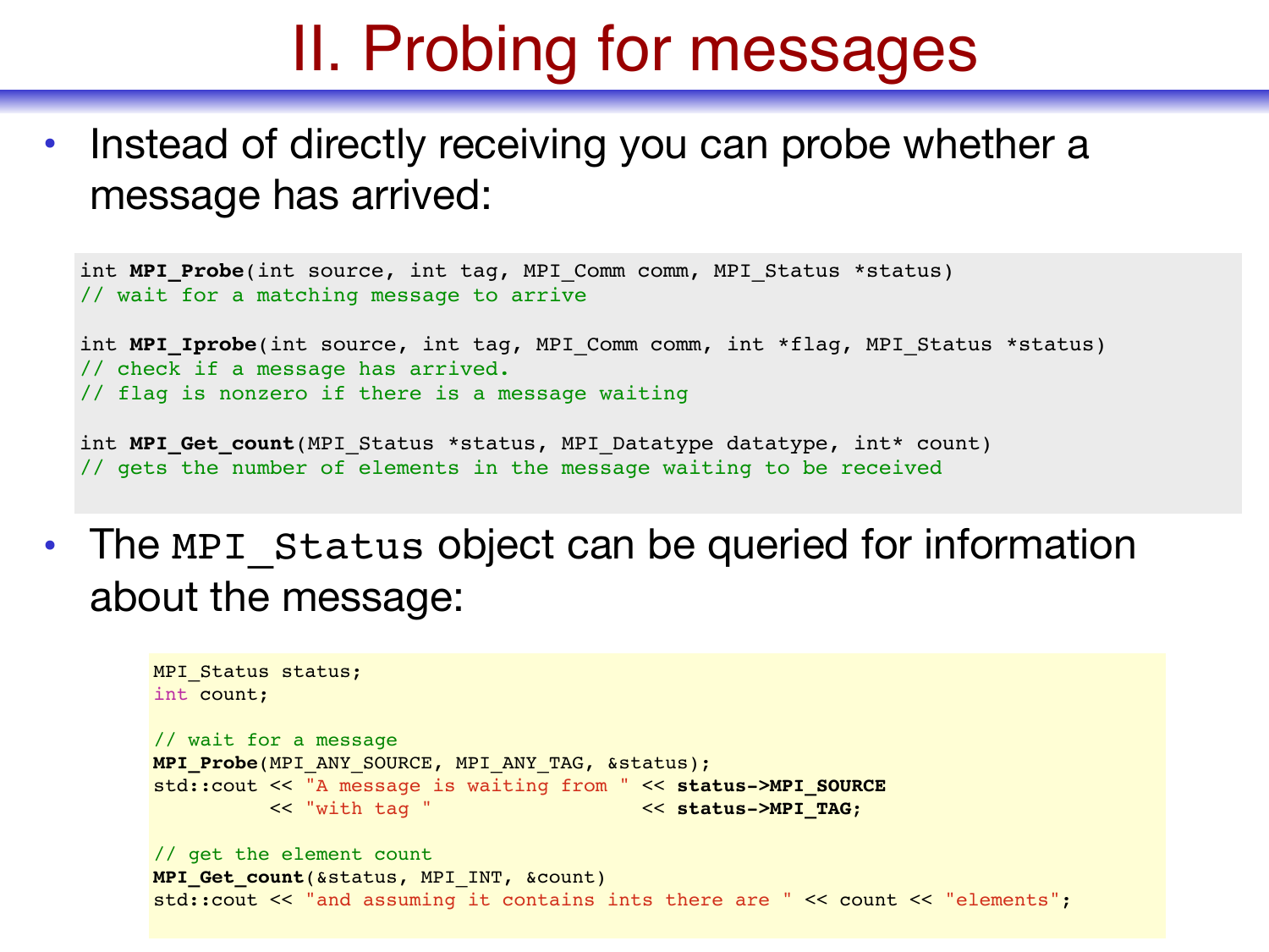# II. Probing for messages

- Instead of directly receiving you can probe whether a message has arrived:

```
int MPI_Probe(int source, int tag, MPI_Comm comm, MPI_Status *status)
// wait for a matching message to arrive

int MPI_Iprobe(int source, int tag, MPI_Comm comm, int *flag, MPI_Status *status)
// check if a message has arrived.
// flag is nonzero if there is a message waiting

int MPI_Get_count(MPI_Status *status, MPI_Datatype datatype, int* count)
// gets the number of elements in the message waiting to be received
```

- The `MPI_Status` object can be queried for information about the message:

```
MPI_Status status;
int count;

// wait for a message
MPI_Probe(MPI_ANY_SOURCE, MPI_ANY_TAG, &status);
std::cout << "A message is waiting from " << status->MPI_SOURCE
          << "with tag "                  << status->MPI_TAG;

// get the element count
MPI_Get_count(&status, MPI_INT, &count)
std::cout << "and assuming it contains ints there are " << count << "elements";
```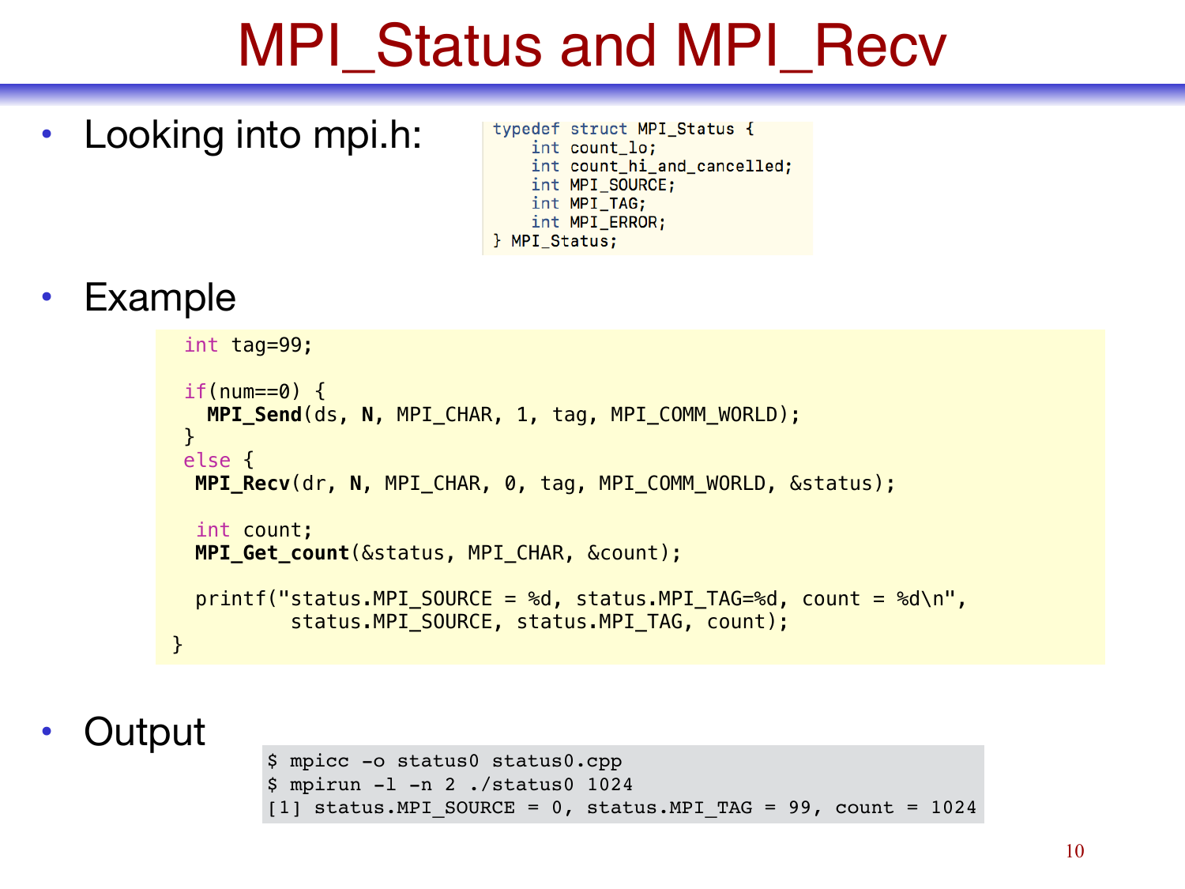# MPI_Status and MPI_Recv

- Looking into mpi.h:

```
typedef struct MPI_Status {
    int count_lo;
    int count_hi_and_cancelled;
    int MPI_SOURCE;
    int MPI_TAG;
    int MPI_ERROR;
} MPI_Status;
```

- Example

```
 int tag=99;

 if(num==0) {
   MPI_Send(ds, N, MPI_CHAR, 1, tag, MPI_COMM_WORLD);
 }
 else {
  MPI_Recv(dr, N, MPI_CHAR, 0, tag, MPI_COMM_WORLD, &status);

  int count;
  MPI_Get_count(&status, MPI_CHAR, &count);

  printf("status.MPI_SOURCE = %d, status.MPI_TAG=%d, count = %d\n",
          status.MPI_SOURCE, status.MPI_TAG, count);
}
```

- Output

```
$ mpicc -o status0 status0.cpp
$ mpirun -l -n 2 ./status0 1024
[1] status.MPI_SOURCE = 0, status.MPI_TAG = 99, count = 1024
```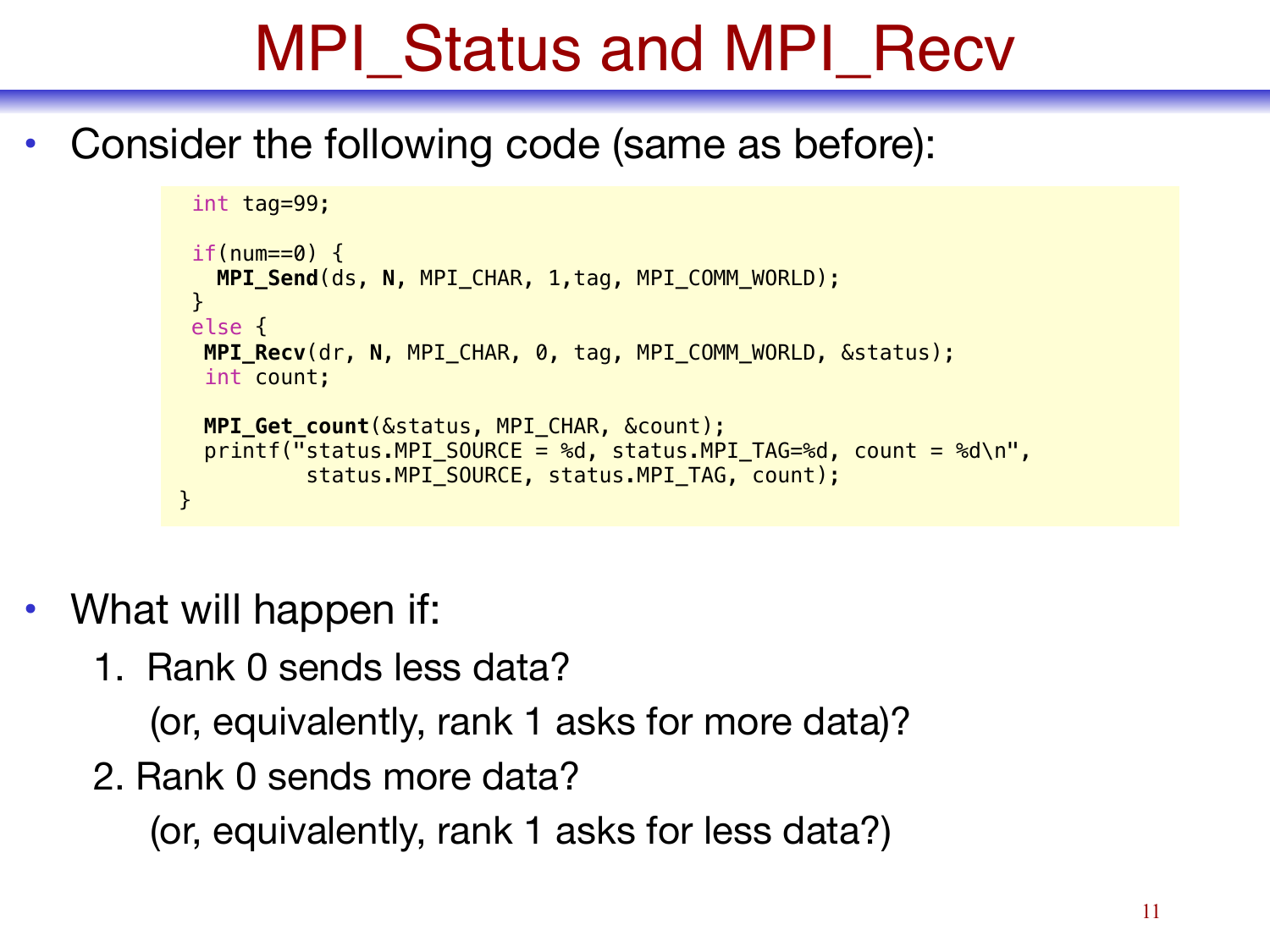# MPI_Status and MPI_Recv

- Consider the following code (same as before):

```
 int tag=99;

 if(num==0) {
   MPI_Send(ds, N, MPI_CHAR, 1,tag, MPI_COMM_WORLD);
 }
 else {
  MPI_Recv(dr, N, MPI_CHAR, 0, tag, MPI_COMM_WORLD, &status);
  int count;

  MPI_Get_count(&status, MPI_CHAR, &count);
  printf("status.MPI_SOURCE = %d, status.MPI_TAG=%d, count = %d\n",
          status.MPI_SOURCE, status.MPI_TAG, count);
}
```

- What will happen if:
  1. Rank 0 sends less data?

     (or, equivalently, rank 1 asks for more data)?
  2. Rank 0 sends more data?

     (or, equivalently, rank 1 asks for less data?)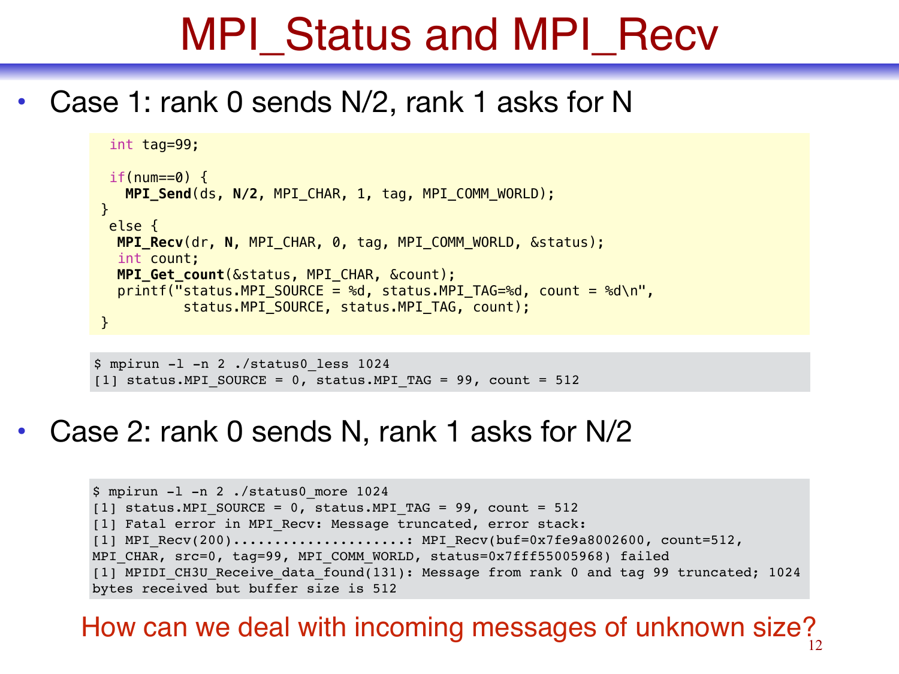# MPI_Status and MPI_Recv

- Case 1: rank 0 sends N/2, rank 1 asks for N

```
 int tag=99;

 if(num==0) {
   MPI_Send(ds, N/2, MPI_CHAR, 1, tag, MPI_COMM_WORLD);
}
 else {
  MPI_Recv(dr, N, MPI_CHAR, 0, tag, MPI_COMM_WORLD, &status);
  int count;
  MPI_Get_count(&status, MPI_CHAR, &count);
  printf("status.MPI_SOURCE = %d, status.MPI_TAG=%d, count = %d\n",
          status.MPI_SOURCE, status.MPI_TAG, count);
}
```

```
$ mpirun -l -n 2 ./status0_less 1024
[1] status.MPI_SOURCE = 0, status.MPI_TAG = 99, count = 512
```

- Case 2: rank 0 sends N, rank 1 asks for N/2

```
$ mpirun -l -n 2 ./status0_more 1024
[1] status.MPI_SOURCE = 0, status.MPI_TAG = 99, count = 512
[1] Fatal error in MPI_Recv: Message truncated, error stack:
[1] MPI_Recv(200).....................: MPI_Recv(buf=0x7fe9a8002600, count=512,
MPI_CHAR, src=0, tag=99, MPI_COMM_WORLD, status=0x7fff55005968) failed
[1] MPIDI_CH3U_Receive_data_found(131): Message from rank 0 and tag 99 truncated; 1024
bytes received but buffer size is 512
```

How can we deal with incoming messages of unknown size?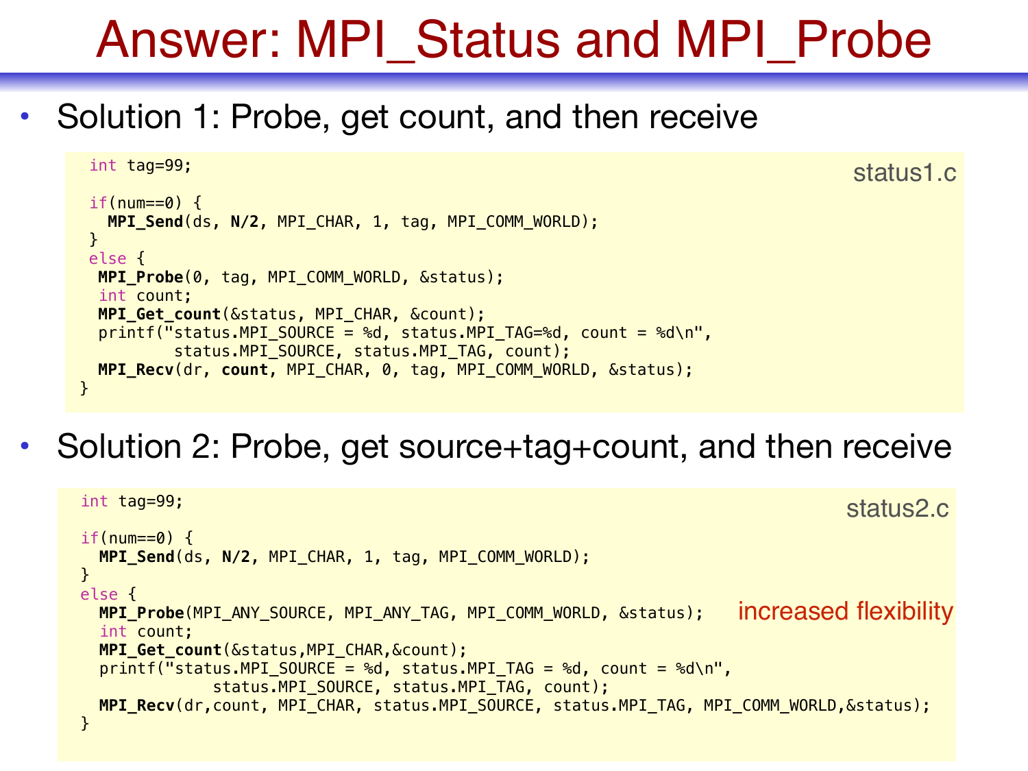# Answer: MPI_Status and MPI_Probe

- Solution 1: Probe, get count, and then receive

status1.c

```
 int tag=99;

 if(num==0) {
   MPI_Send(ds, N/2, MPI_CHAR, 1, tag, MPI_COMM_WORLD);
 }
 else {
  MPI_Probe(0, tag, MPI_COMM_WORLD, &status);
  int count;
  MPI_Get_count(&status, MPI_CHAR, &count);
  printf("status.MPI_SOURCE = %d, status.MPI_TAG=%d, count = %d\n",
          status.MPI_SOURCE, status.MPI_TAG, count);
  MPI_Recv(dr, count, MPI_CHAR, 0, tag, MPI_COMM_WORLD, &status);
}
```

- Solution 2: Probe, get source+tag+count, and then receive

status2.c

```
int tag=99;

if(num==0) {
  MPI_Send(ds, N/2, MPI_CHAR, 1, tag, MPI_COMM_WORLD);
}
else {
  MPI_Probe(MPI_ANY_SOURCE, MPI_ANY_TAG, MPI_COMM_WORLD, &status);
  int count;
  MPI_Get_count(&status,MPI_CHAR,&count);
  printf("status.MPI_SOURCE = %d, status.MPI_TAG = %d, count = %d\n",
            status.MPI_SOURCE, status.MPI_TAG, count);
  MPI_Recv(dr,count, MPI_CHAR, status.MPI_SOURCE, status.MPI_TAG, MPI_COMM_WORLD,&status);
}
```

increased flexibility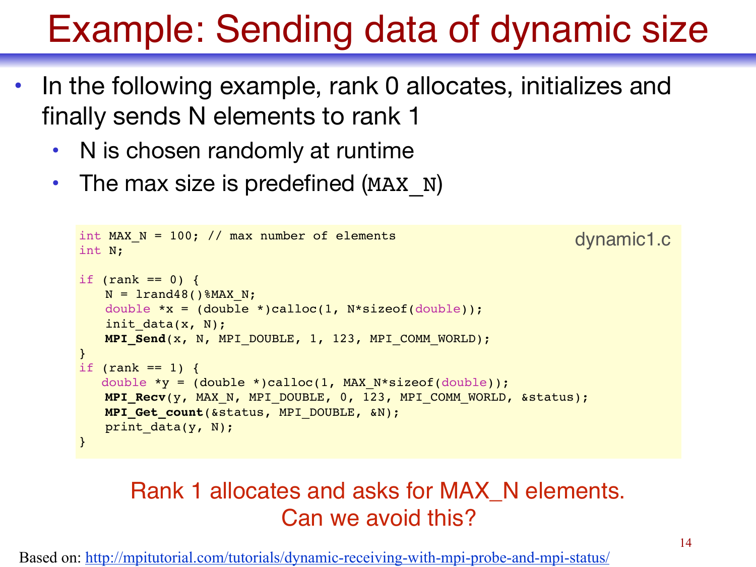# Example: Sending data of dynamic size

- In the following example, rank 0 allocates, initializes and finally sends N elements to rank 1
  - N is chosen randomly at runtime
  - The max size is predefined (`MAX_N`)

dynamic1.c

```
int MAX_N = 100; // max number of elements
int N;

if (rank == 0) {
    N = lrand48()%MAX_N;
    double *x = (double *)calloc(1, N*sizeof(double));
    init_data(x, N);
    MPI_Send(x, N, MPI_DOUBLE, 1, 123, MPI_COMM_WORLD);
}
if (rank == 1) {
   double *y = (double *)calloc(1, MAX_N*sizeof(double));
    MPI_Recv(y, MAX_N, MPI_DOUBLE, 0, 123, MPI_COMM_WORLD, &status);
    MPI_Get_count(&status, MPI_DOUBLE, &N);
    print_data(y, N);
}
```

Rank 1 allocates and asks for MAX_N elements.
Can we avoid this?

Based on: http://mpitutorial.com/tutorials/dynamic-receiving-with-mpi-probe-and-mpi-status/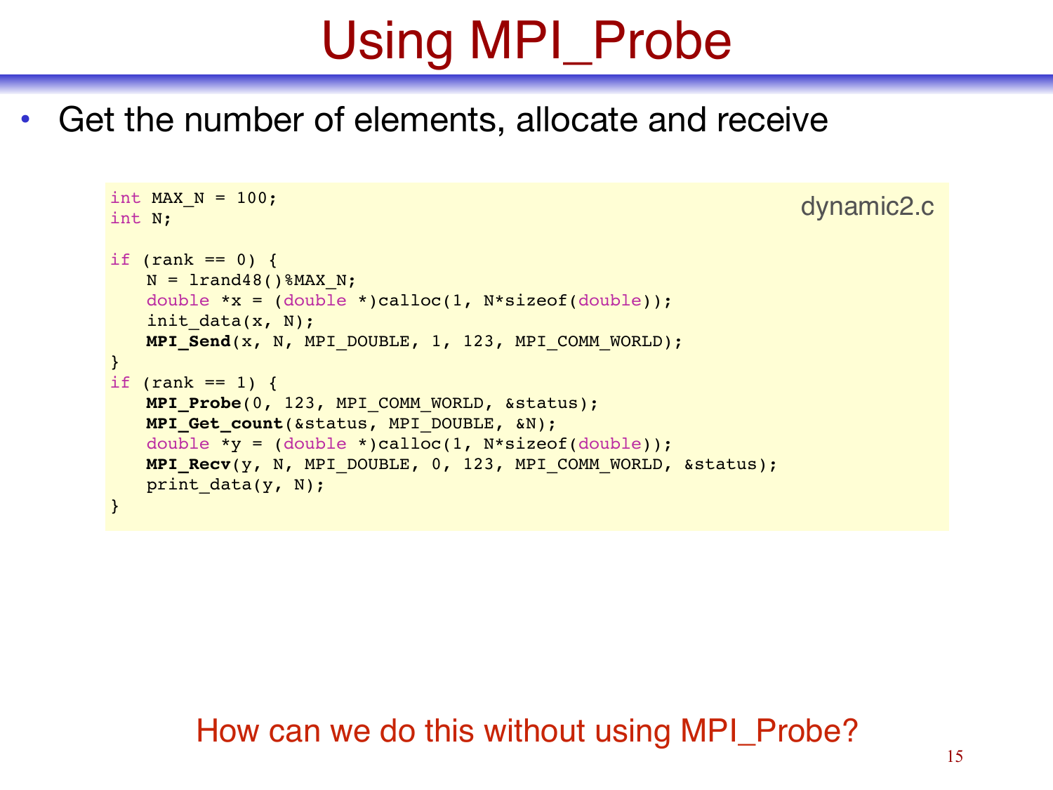# Using MPI_Probe

- Get the number of elements, allocate and receive

dynamic2.c

```
int MAX_N = 100;
int N;

if (rank == 0) {
   N = lrand48()%MAX_N;
   double *x = (double *)calloc(1, N*sizeof(double));
   init_data(x, N);
   MPI_Send(x, N, MPI_DOUBLE, 1, 123, MPI_COMM_WORLD);
}
if (rank == 1) {
   MPI_Probe(0, 123, MPI_COMM_WORLD, &status);
   MPI_Get_count(&status, MPI_DOUBLE, &N);
   double *y = (double *)calloc(1, N*sizeof(double));
   MPI_Recv(y, N, MPI_DOUBLE, 0, 123, MPI_COMM_WORLD, &status);
   print_data(y, N);
}
```

How can we do this without using MPI_Probe?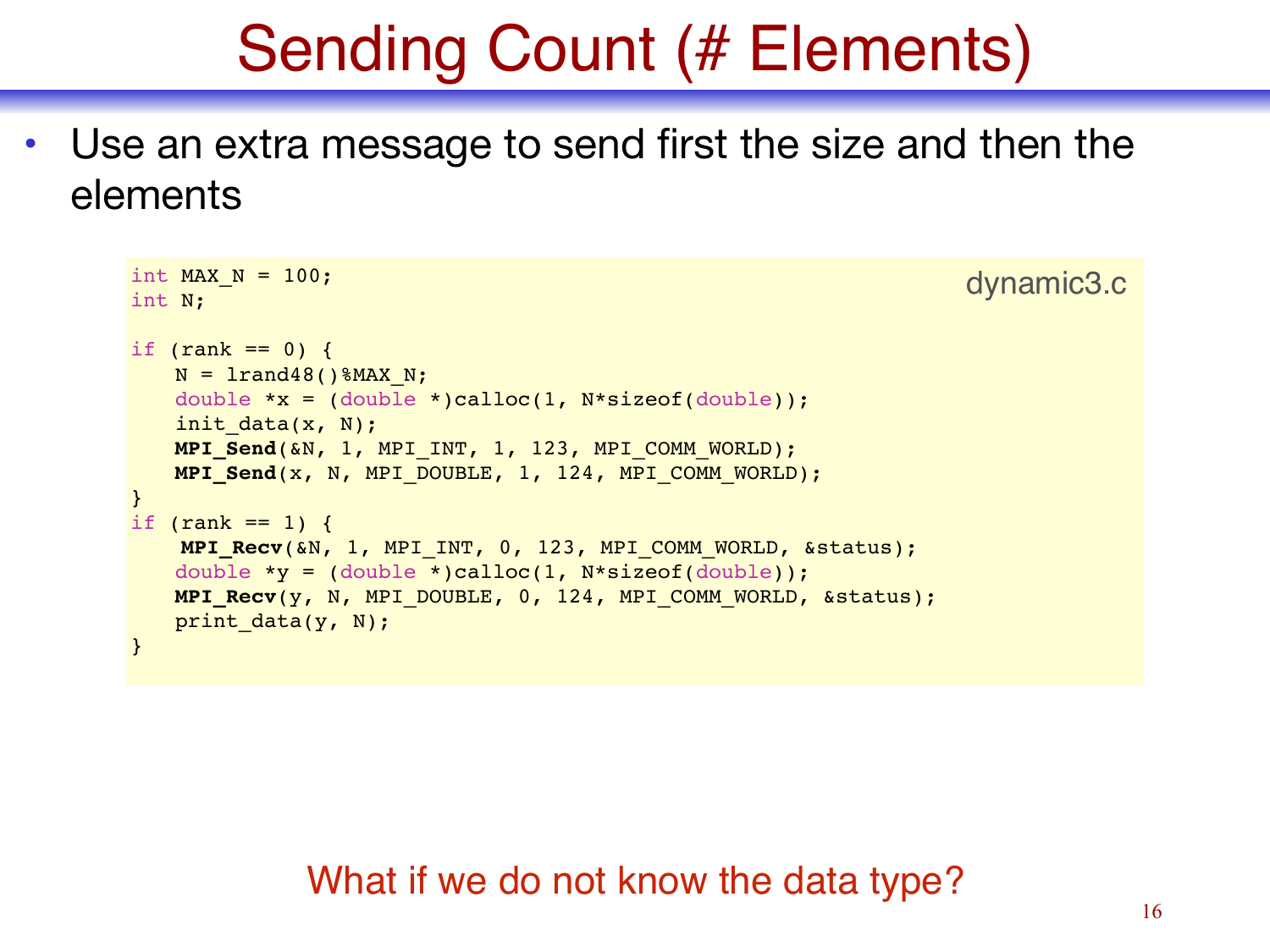# Sending Count (# Elements)

- Use an extra message to send first the size and then the elements

dynamic3.c

```
int MAX_N = 100;
int N;

if (rank == 0) {
   N = lrand48()%MAX_N;
   double *x = (double *)calloc(1, N*sizeof(double));
   init_data(x, N);
   MPI_Send(&N, 1, MPI_INT, 1, 123, MPI_COMM_WORLD);
   MPI_Send(x, N, MPI_DOUBLE, 1, 124, MPI_COMM_WORLD);
}
if (rank == 1) {
    MPI_Recv(&N, 1, MPI_INT, 0, 123, MPI_COMM_WORLD, &status);
   double *y = (double *)calloc(1, N*sizeof(double));
   MPI_Recv(y, N, MPI_DOUBLE, 0, 124, MPI_COMM_WORLD, &status);
   print_data(y, N);
}
```

What if we do not know the data type?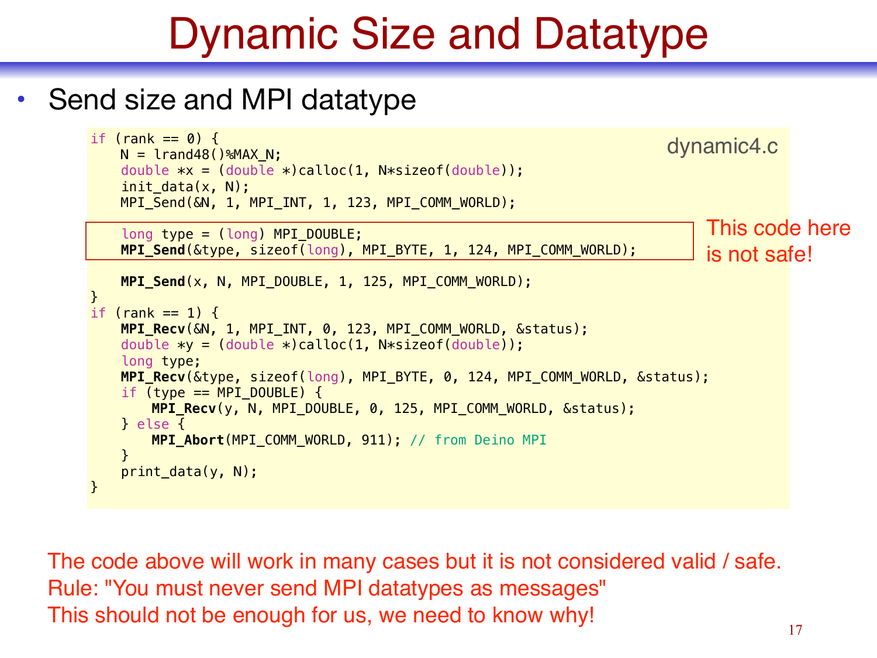# Dynamic Size and Datatype

- Send size and MPI datatype

dynamic4.c

```c
if (rank == 0) {
    N = lrand48()%MAX_N;
    double *x = (double *)calloc(1, N*sizeof(double));
    init_data(x, N);
    MPI_Send(&N, 1, MPI_INT, 1, 123, MPI_COMM_WORLD);

    long type = (long) MPI_DOUBLE;
    MPI_Send(&type, sizeof(long), MPI_BYTE, 1, 124, MPI_COMM_WORLD);

    MPI_Send(x, N, MPI_DOUBLE, 1, 125, MPI_COMM_WORLD);
}
if (rank == 1) {
    MPI_Recv(&N, 1, MPI_INT, 0, 123, MPI_COMM_WORLD, &status);
    double *y = (double *)calloc(1, N*sizeof(double));
    long type;
    MPI_Recv(&type, sizeof(long), MPI_BYTE, 0, 124, MPI_COMM_WORLD, &status);
    if (type == MPI_DOUBLE) {
        MPI_Recv(y, N, MPI_DOUBLE, 0, 125, MPI_COMM_WORLD, &status);
    } else {
        MPI_Abort(MPI_COMM_WORLD, 911); // from Deino MPI
    }
    print_data(y, N);
}
```

This code here is not safe!

The code above will work in many cases but it is not considered valid / safe.
Rule: "You must never send MPI datatypes as messages"
This should not be enough for us, we need to know why!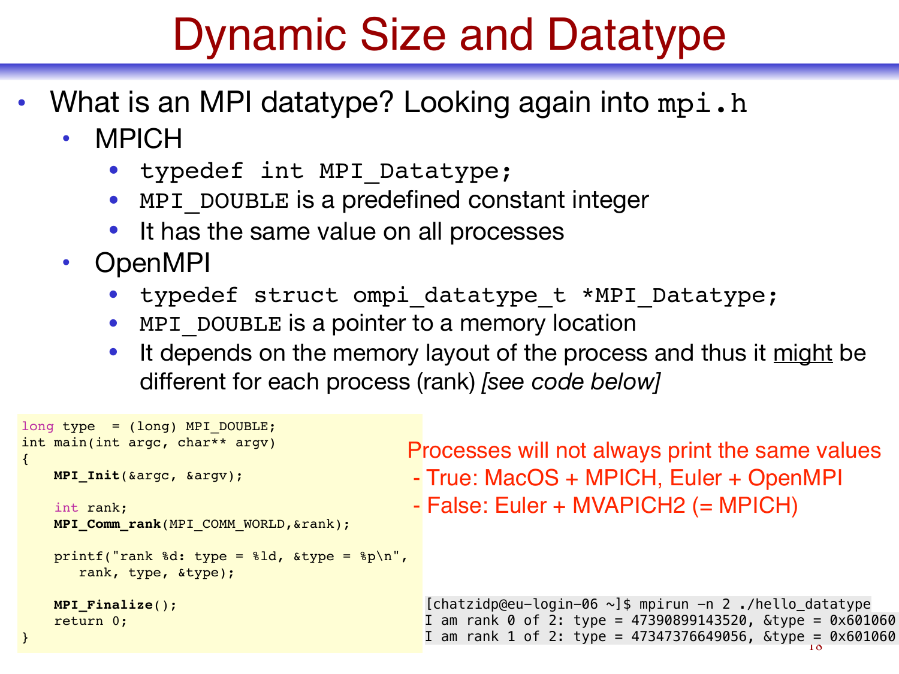# Dynamic Size and Datatype

- What is an MPI datatype? Looking again into `mpi.h`
  - MPICH
    - `typedef int MPI_Datatype;`
    - `MPI_DOUBLE` is a predefined constant integer
    - It has the same value on all processes
  - OpenMPI
    - `typedef struct ompi_datatype_t *MPI_Datatype;`
    - `MPI_DOUBLE` is a pointer to a memory location
    - It depends on the memory layout of the process and thus it <u>might</u> be different for each process (rank) *[see code below]*

```c
long type  = (long) MPI_DOUBLE;
int main(int argc, char** argv)
{
    MPI_Init(&argc, &argv);

    int rank;
    MPI_Comm_rank(MPI_COMM_WORLD,&rank);

    printf("rank %d: type = %ld, &type = %p\n",
       rank, type, &type);

    MPI_Finalize();
    return 0;
}
```

Processes will not always print the same values
- True: MacOS + MPICH, Euler + OpenMPI
- False: Euler + MVAPICH2 (= MPICH)

```
[chatzidp@eu-login-06 ~]$ mpirun -n 2 ./hello_datatype
I am rank 0 of 2: type = 47390899143520, &type = 0x601060
I am rank 1 of 2: type = 47347376649056, &type = 0x601060
```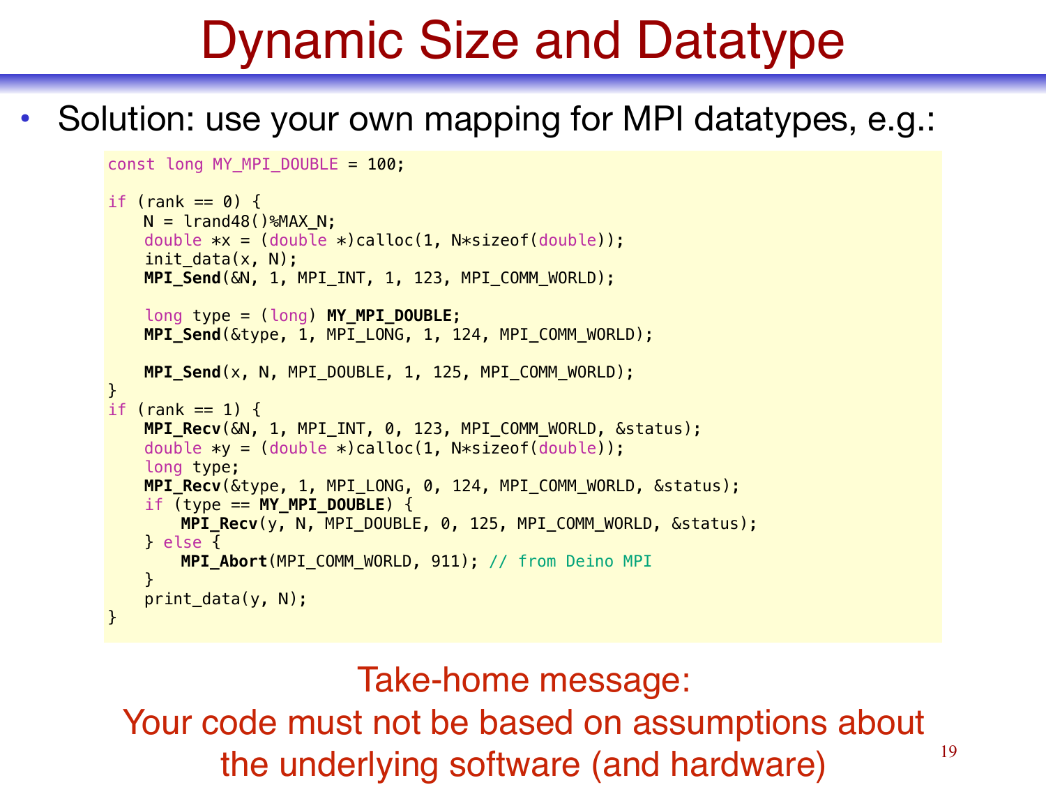# Dynamic Size and Datatype

- Solution: use your own mapping for MPI datatypes, e.g.:

```
const long MY_MPI_DOUBLE = 100;

if (rank == 0) {
    N = lrand48()%MAX_N;
    double *x = (double *)calloc(1, N*sizeof(double));
    init_data(x, N);
    MPI_Send(&N, 1, MPI_INT, 1, 123, MPI_COMM_WORLD);

    long type = (long) MY_MPI_DOUBLE;
    MPI_Send(&type, 1, MPI_LONG, 1, 124, MPI_COMM_WORLD);

    MPI_Send(x, N, MPI_DOUBLE, 1, 125, MPI_COMM_WORLD);
}
if (rank == 1) {
    MPI_Recv(&N, 1, MPI_INT, 0, 123, MPI_COMM_WORLD, &status);
    double *y = (double *)calloc(1, N*sizeof(double));
    long type;
    MPI_Recv(&type, 1, MPI_LONG, 0, 124, MPI_COMM_WORLD, &status);
    if (type == MY_MPI_DOUBLE) {
        MPI_Recv(y, N, MPI_DOUBLE, 0, 125, MPI_COMM_WORLD, &status);
    } else {
        MPI_Abort(MPI_COMM_WORLD, 911); // from Deino MPI
    }
    print_data(y, N);
}
```

Take-home message:
Your code must not be based on assumptions about the underlying software (and hardware)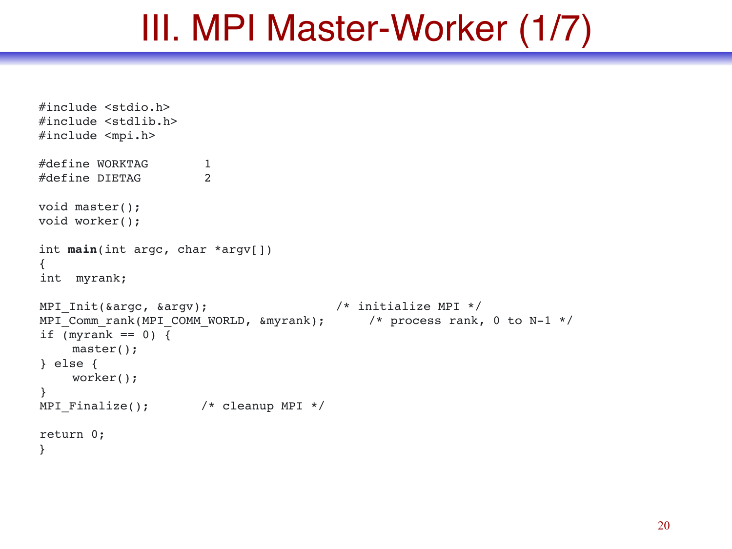# III. MPI Master-Worker (1/7)

```c
#include <stdio.h>
#include <stdlib.h>
#include <mpi.h>

#define WORKTAG        1
#define DIETAG         2

void master();
void worker();

int main(int argc, char *argv[])
{
int  myrank;

MPI_Init(&argc, &argv);                    /* initialize MPI */
MPI_Comm_rank(MPI_COMM_WORLD, &myrank);      /* process rank, 0 to N-1 */
if (myrank == 0) {
    master();
} else {
    worker();
}
MPI_Finalize();       /* cleanup MPI */

return 0;
}
```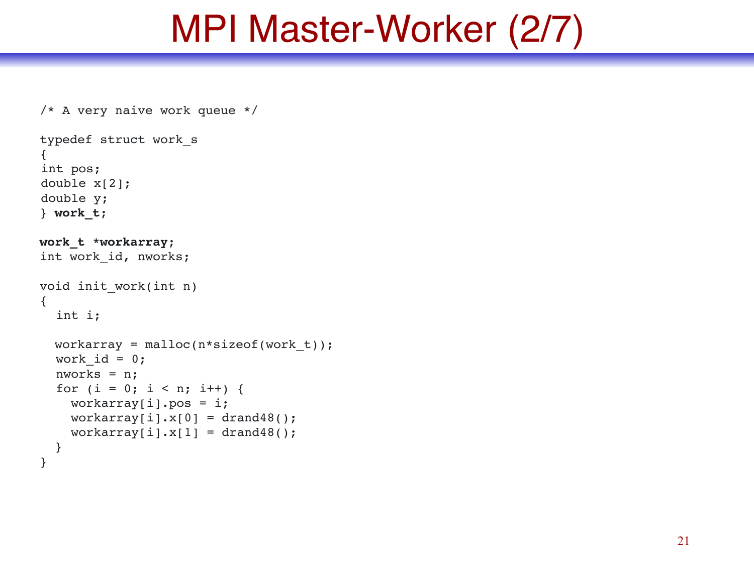# MPI Master-Worker (2/7)

```
/* A very naive work queue */

typedef struct work_s
{
int pos;
double x[2];
double y;
} work_t;

work_t *workarray;
int work_id, nworks;

void init_work(int n)
{
  int i;

  workarray = malloc(n*sizeof(work_t));
  work_id = 0;
  nworks = n;
  for (i = 0; i < n; i++) {
    workarray[i].pos = i;
    workarray[i].x[0] = drand48();
    workarray[i].x[1] = drand48();
  }
}
```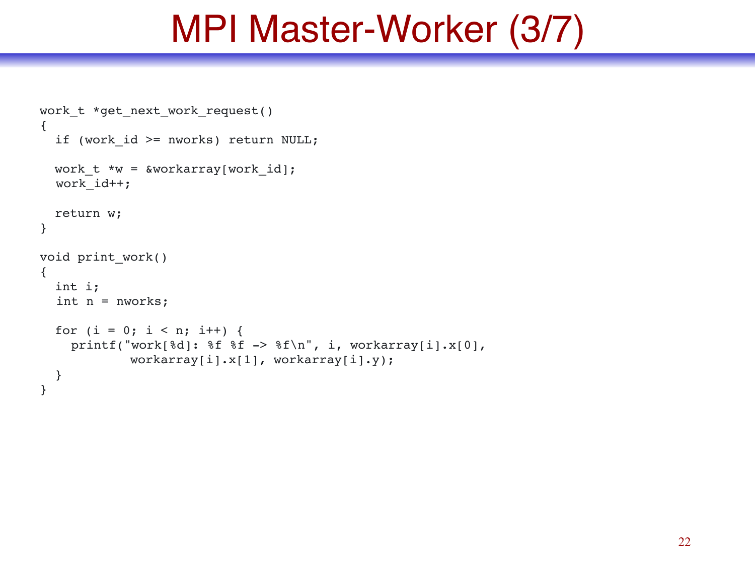# MPI Master-Worker (3/7)

```
work_t *get_next_work_request()
{
  if (work_id >= nworks) return NULL;

  work_t *w = &workarray[work_id];
  work_id++;

  return w;
}

void print_work()
{
  int i;
  int n = nworks;

  for (i = 0; i < n; i++) {
    printf("work[%d]: %f %f -> %f\n", i, workarray[i].x[0],
            workarray[i].x[1], workarray[i].y);
  }
}
```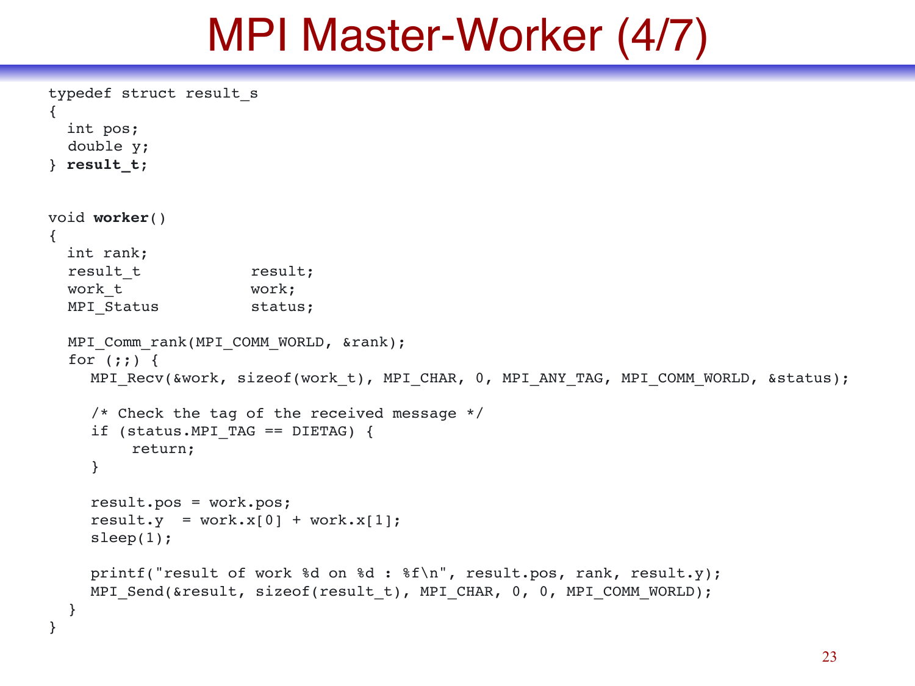# MPI Master-Worker (4/7)

```
typedef struct result_s
{
  int pos;
  double y;
} result_t;


void worker()
{
  int rank;
  result_t            result;
  work_t              work;
  MPI_Status          status;

  MPI_Comm_rank(MPI_COMM_WORLD, &rank);
  for (;;) {
     MPI_Recv(&work, sizeof(work_t), MPI_CHAR, 0, MPI_ANY_TAG, MPI_COMM_WORLD, &status);

     /* Check the tag of the received message */
     if (status.MPI_TAG == DIETAG) {
          return;
     }

     result.pos = work.pos;
     result.y  = work.x[0] + work.x[1];
     sleep(1);

     printf("result of work %d on %d : %f\n", result.pos, rank, result.y);
     MPI_Send(&result, sizeof(result_t), MPI_CHAR, 0, 0, MPI_COMM_WORLD);
  }
}
```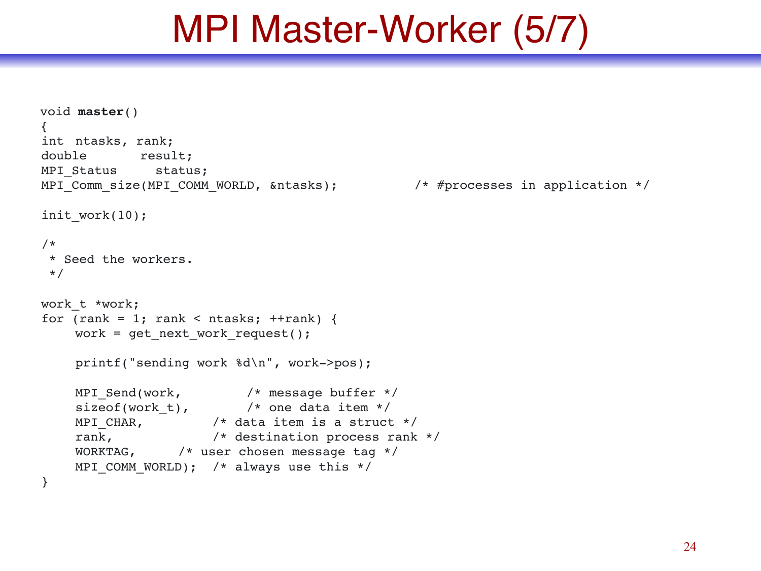# MPI Master-Worker (5/7)

```c
void master()
{
int  ntasks, rank;
double       result;
MPI_Status     status;
MPI_Comm_size(MPI_COMM_WORLD, &ntasks);          /* #processes in application */

init_work(10);

/*
 * Seed the workers.
 */

work_t *work;
for (rank = 1; rank < ntasks; ++rank) {
    work = get_next_work_request();

    printf("sending work %d\n", work->pos);

    MPI_Send(work,          /* message buffer */
    sizeof(work_t),         /* one data item */
    MPI_CHAR,          /* data item is a struct */
    rank,              /* destination process rank */
    WORKTAG,      /* user chosen message tag */
    MPI_COMM_WORLD);  /* always use this */
}
```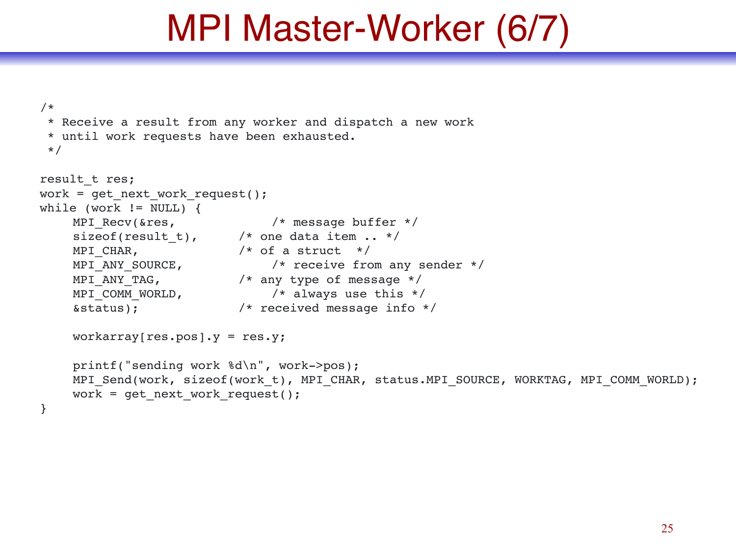# MPI Master-Worker (6/7)

```
/*
 * Receive a result from any worker and dispatch a new work
 * until work requests have been exhausted.
 */

result_t res;
work = get_next_work_request();
while (work != NULL) {
    MPI_Recv(&res,              /* message buffer */
    sizeof(result_t),       /* one data item .. */
    MPI_CHAR,               /* of a struct  */
    MPI_ANY_SOURCE,             /* receive from any sender */
    MPI_ANY_TAG,            /* any type of message */
    MPI_COMM_WORLD,             /* always use this */
    &status);               /* received message info */

    workarray[res.pos].y = res.y;

    printf("sending work %d\n", work->pos);
    MPI_Send(work, sizeof(work_t), MPI_CHAR, status.MPI_SOURCE, WORKTAG, MPI_COMM_WORLD);
    work = get_next_work_request();
}
```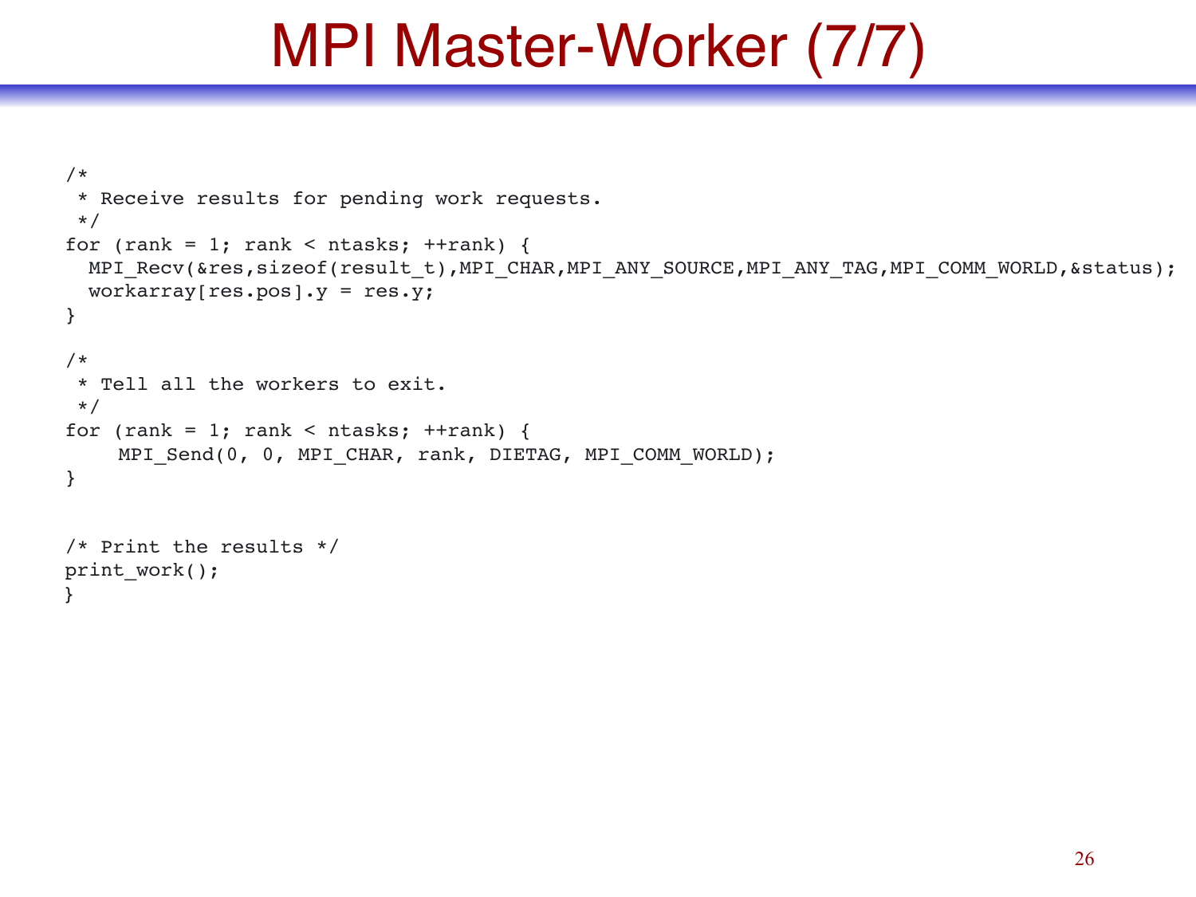# MPI Master-Worker (7/7)

```
/*
 * Receive results for pending work requests.
 */
for (rank = 1; rank < ntasks; ++rank) {
  MPI_Recv(&res,sizeof(result_t),MPI_CHAR,MPI_ANY_SOURCE,MPI_ANY_TAG,MPI_COMM_WORLD,&status);
  workarray[res.pos].y = res.y;
}

/*
 * Tell all the workers to exit.
 */
for (rank = 1; rank < ntasks; ++rank) {
     MPI_Send(0, 0, MPI_CHAR, rank, DIETAG, MPI_COMM_WORLD);
}


/* Print the results */
print_work();
}
```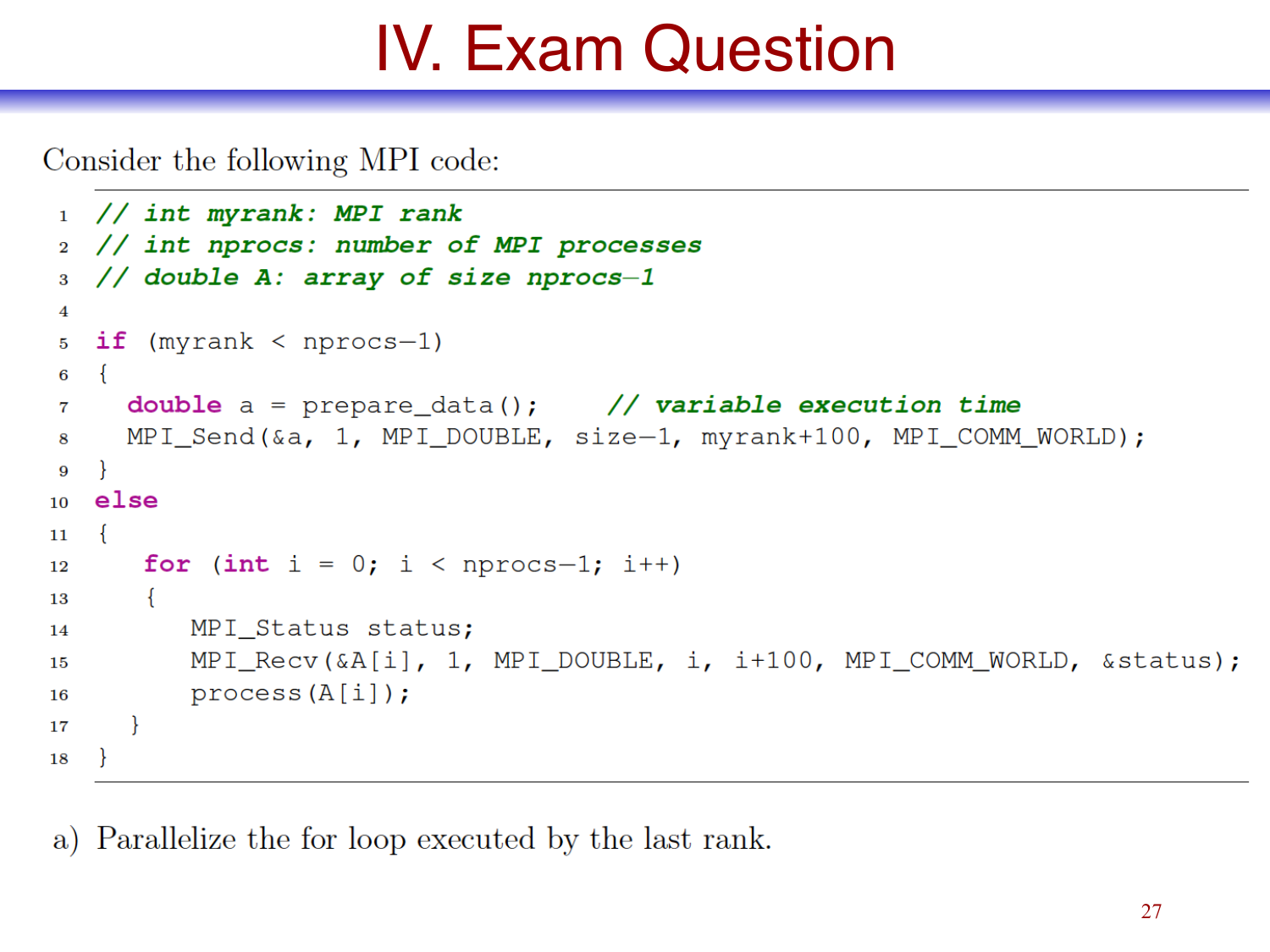# IV. Exam Question

Consider the following MPI code:

```
// int myrank: MPI rank
// int nprocs: number of MPI processes
// double A: array of size nprocs-1

if (myrank < nprocs-1)
{
  double a = prepare_data();     // variable execution time
  MPI_Send(&a, 1, MPI_DOUBLE, size-1, myrank+100, MPI_COMM_WORLD);
}
else
{
   for (int i = 0; i < nprocs-1; i++)
   {
      MPI_Status status;
      MPI_Recv(&A[i], 1, MPI_DOUBLE, i, i+100, MPI_COMM_WORLD, &status);
      process(A[i]);
   }
}
```

a) Parallelize the for loop executed by the last rank.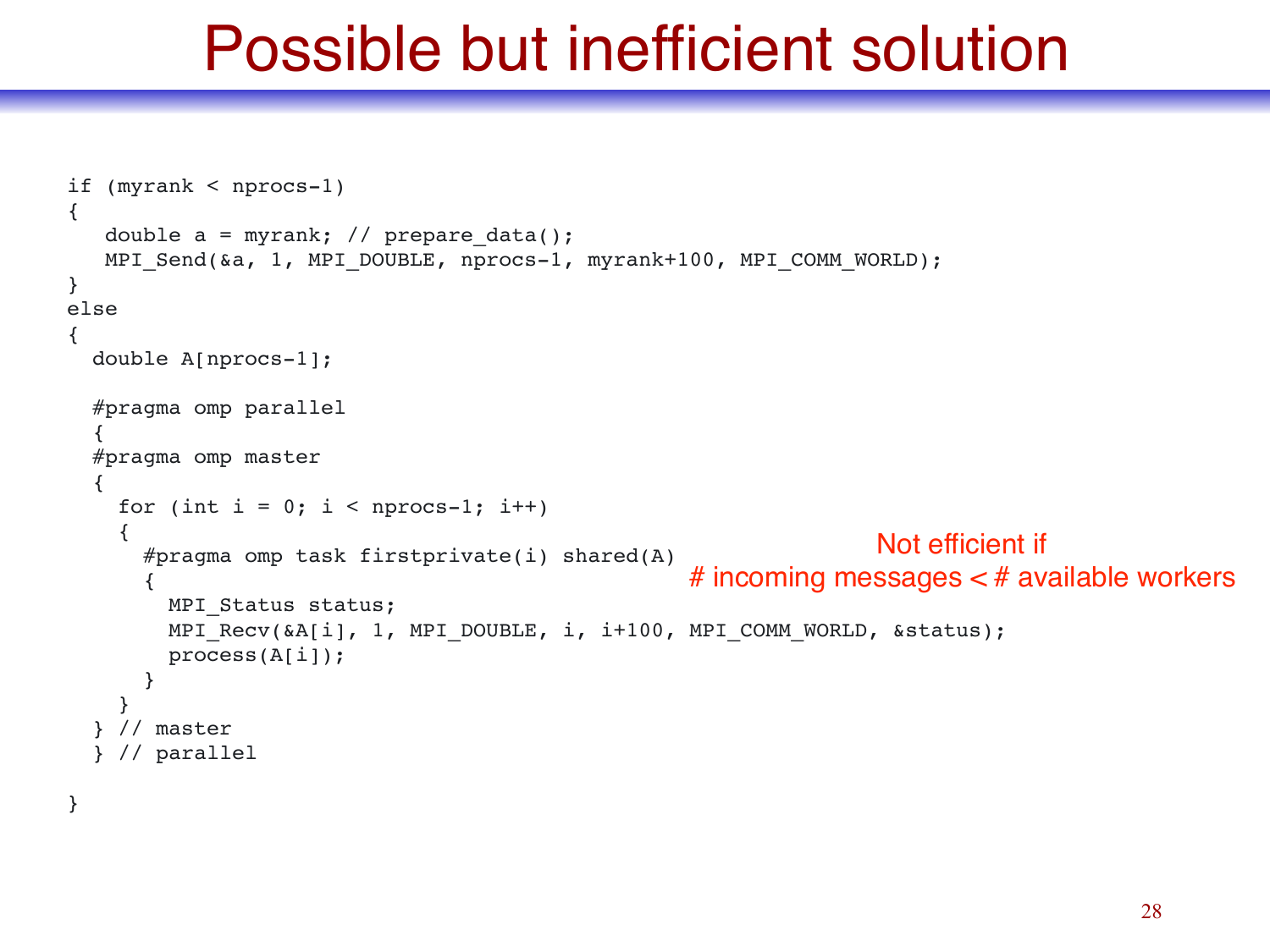# Possible but inefficient solution

```
if (myrank < nprocs-1)
{
   double a = myrank; // prepare_data();
   MPI_Send(&a, 1, MPI_DOUBLE, nprocs-1, myrank+100, MPI_COMM_WORLD);
}
else
{
  double A[nprocs-1];

  #pragma omp parallel
  {
  #pragma omp master
  {
    for (int i = 0; i < nprocs-1; i++)
    {
      #pragma omp task firstprivate(i) shared(A)
      {
        MPI_Status status;
        MPI_Recv(&A[i], 1, MPI_DOUBLE, i, i+100, MPI_COMM_WORLD, &status);
        process(A[i]);
      }
    }
  } // master
  } // parallel

}
```

Not efficient if
# incoming messages < # available workers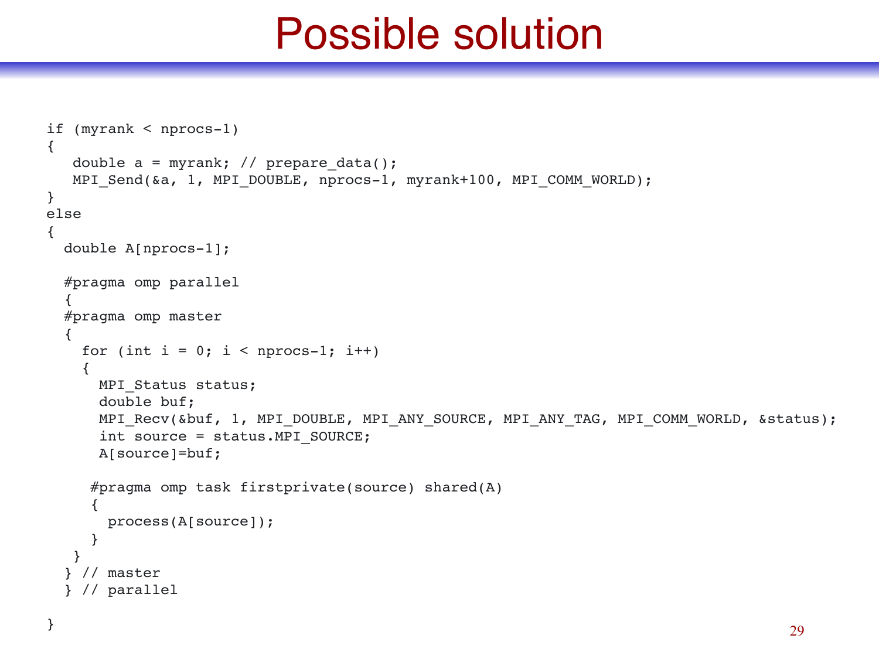# Possible solution

```
if (myrank < nprocs-1)
{
   double a = myrank; // prepare_data();
   MPI_Send(&a, 1, MPI_DOUBLE, nprocs-1, myrank+100, MPI_COMM_WORLD);
}
else
{
  double A[nprocs-1];

  #pragma omp parallel
  {
  #pragma omp master
  {
    for (int i = 0; i < nprocs-1; i++)
    {
      MPI_Status status;
      double buf;
      MPI_Recv(&buf, 1, MPI_DOUBLE, MPI_ANY_SOURCE, MPI_ANY_TAG, MPI_COMM_WORLD, &status);
      int source = status.MPI_SOURCE;
      A[source]=buf;

     #pragma omp task firstprivate(source) shared(A)
     {
       process(A[source]);
     }
   }
  } // master
  } // parallel

}
```